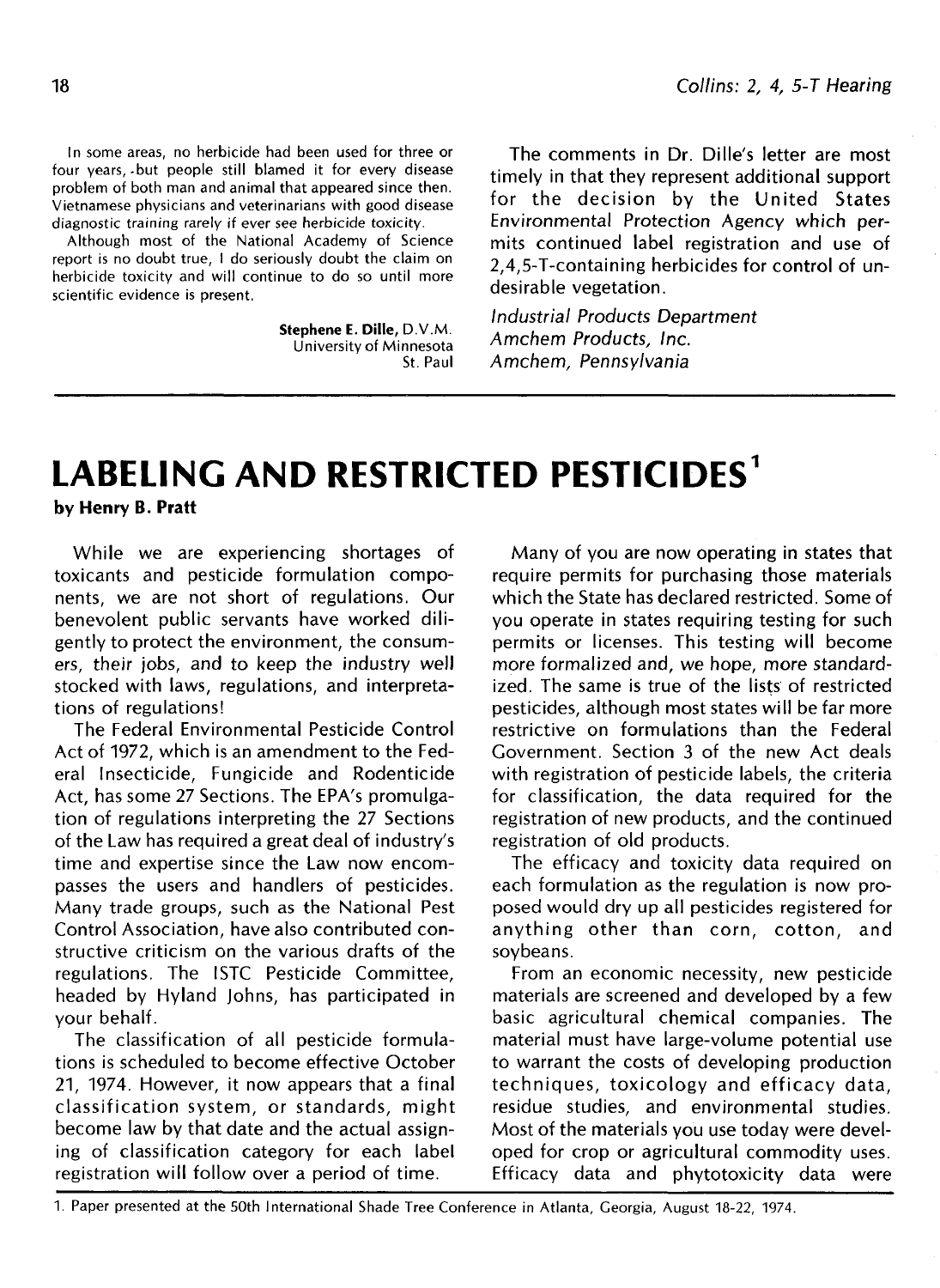In some areas, no herbicide had been used for three or four years, but people still blamed it for every disease problem of both man and animal that appeared since then. Vietnamese physicians and veterinarians with good disease diagnostic training rarely if ever see herbicide toxicity.

Although most of the National Academy of Science report is no doubt true, I do seriously doubt the claim on herbicide toxicity and will continue to do so until more scientific evidence is present.

**Stephene E. Dille,** D.V.M.
University of Minnesota
St. Paul

The comments in Dr. Dille's letter are most timely in that they represent additional support for the decision by the United States Environmental Protection Agency which permits continued label registration and use of 2,4,5-T-containing herbicides for control of undesirable vegetation.

*Industrial Products Department*
*Amchem Products, Inc.*
*Amchem, Pennsylvania*

# LABELING AND RESTRICTED PESTICIDES[1]

**by Henry B. Pratt**

While we are experiencing shortages of toxicants and pesticide formulation components, we are not short of regulations. Our benevolent public servants have worked diligently to protect the environment, the consumers, their jobs, and to keep the industry well stocked with laws, regulations, and interpretations of regulations!

The Federal Environmental Pesticide Control Act of 1972, which is an amendment to the Federal Insecticide, Fungicide and Rodenticide Act, has some 27 Sections. The EPA's promulgation of regulations interpreting the 27 Sections of the Law has required a great deal of industry's time and expertise since the Law now encompasses the users and handlers of pesticides. Many trade groups, such as the National Pest Control Association, have also contributed constructive criticism on the various drafts of the regulations. The ISTC Pesticide Committee, headed by Hyland Johns, has participated in your behalf.

The classification of all pesticide formulations is scheduled to become effective October 21, 1974. However, it now appears that a final classification system, or standards, might become law by that date and the actual assigning of classification category for each label registration will follow over a period of time.

Many of you are now operating in states that require permits for purchasing those materials which the State has declared restricted. Some of you operate in states requiring testing for such permits or licenses. This testing will become more formalized and, we hope, more standardized. The same is true of the lists of restricted pesticides, although most states will be far more restrictive on formulations than the Federal Government. Section 3 of the new Act deals with registration of pesticide labels, the criteria for classification, the data required for the registration of new products, and the continued registration of old products.

The efficacy and toxicity data required on each formulation as the regulation is now proposed would dry up all pesticides registered for anything other than corn, cotton, and soybeans.

From an economic necessity, new pesticide materials are screened and developed by a few basic agricultural chemical companies. The material must have large-volume potential use to warrant the costs of developing production techniques, toxicology and efficacy data, residue studies, and environmental studies. Most of the materials you use today were developed for crop or agricultural commodity uses. Efficacy data and phytotoxicity data were

1. Paper presented at the 50th International Shade Tree Conference in Atlanta, Georgia, August 18-22, 1974.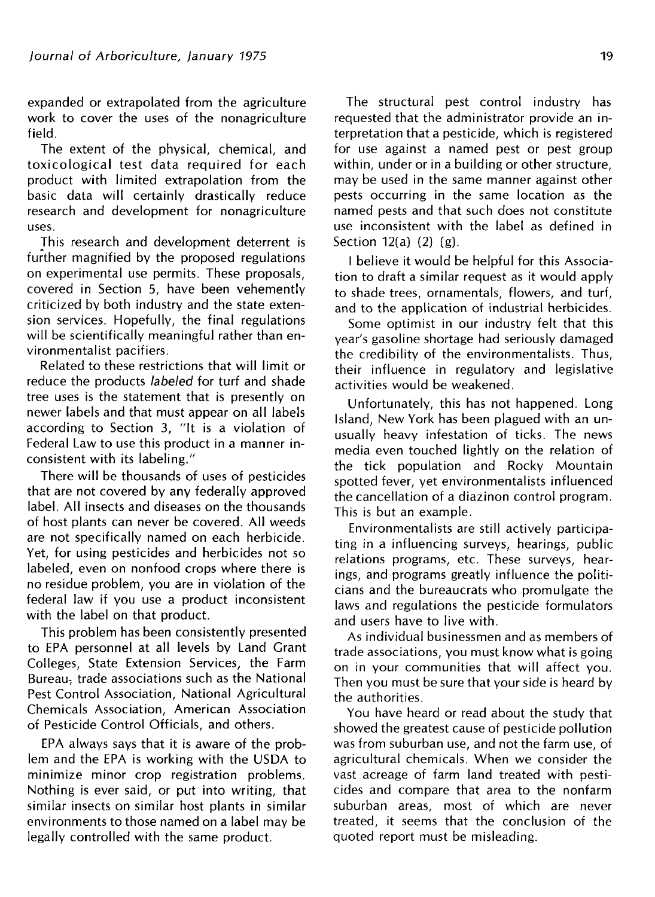expanded or extrapolated from the agriculture work to cover the uses of the nonagriculture field.

The extent of the physical, chemical, and toxicological test data required for each product with limited extrapolation from the basic data will certainly drastically reduce research and development for nonagriculture uses.

This research and development deterrent is further magnified by the proposed regulations on experimental use permits. These proposals, covered in Section 5, have been vehemently criticized by both industry and the state extension services. Hopefully, the final regulations will be scientifically meaningful rather than environmentalist pacifiers.

Related to these restrictions that will limit or reduce the products *labeled* for turf and shade tree uses is the statement that is presently on newer labels and that must appear on all labels according to Section 3, "It is a violation of Federal Law to use this product in a manner inconsistent with its labeling."

There will be thousands of uses of pesticides that are not covered by any federally approved label. All insects and diseases on the thousands of host plants can never be covered. All weeds are not specifically named on each herbicide. Yet, for using pesticides and herbicides not so labeled, even on nonfood crops where there is no residue problem, you are in violation of the federal law if you use a product inconsistent with the label on that product.

This problem has been consistently presented to EPA personnel at all levels by Land Grant Colleges, State Extension Services, the Farm Bureau, trade associations such as the National Pest Control Association, National Agricultural Chemicals Association, American Association of Pesticide Control Officials, and others.

EPA always says that it is aware of the problem and the EPA is working with the USDA to minimize minor crop registration problems. Nothing is ever said, or put into writing, that similar insects on similar host plants in similar environments to those named on a label may be legally controlled with the same product.

The structural pest control industry has requested that the administrator provide an interpretation that a pesticide, which is registered for use against a named pest or pest group within, under or in a building or other structure, may be used in the same manner against other pests occurring in the same location as the named pests and that such does not constitute use inconsistent with the label as defined in Section 12(a) (2) (g).

I believe it would be helpful for this Association to draft a similar request as it would apply to shade trees, ornamentals, flowers, and turf, and to the application of industrial herbicides.

Some optimist in our industry felt that this year's gasoline shortage had seriously damaged the credibility of the environmentalists. Thus, their influence in regulatory and legislative activities would be weakened.

Unfortunately, this has not happened. Long Island, New York has been plagued with an unusually heavy infestation of ticks. The news media even touched lightly on the relation of the tick population and Rocky Mountain spotted fever, yet environmentalists influenced the cancellation of a diazinon control program. This is but an example.

Environmentalists are still actively participating in a influencing surveys, hearings, public relations programs, etc. These surveys, hearings, and programs greatly influence the politicians and the bureaucrats who promulgate the laws and regulations the pesticide formulators and users have to live with.

As individual businessmen and as members of trade associations, you must know what is going on in your communities that will affect you. Then you must be sure that your side is heard by the authorities.

You have heard or read about the study that showed the greatest cause of pesticide pollution was from suburban use, and not the farm use, of agricultural chemicals. When we consider the vast acreage of farm land treated with pesticides and compare that area to the nonfarm suburban areas, most of which are never treated, it seems that the conclusion of the quoted report must be misleading.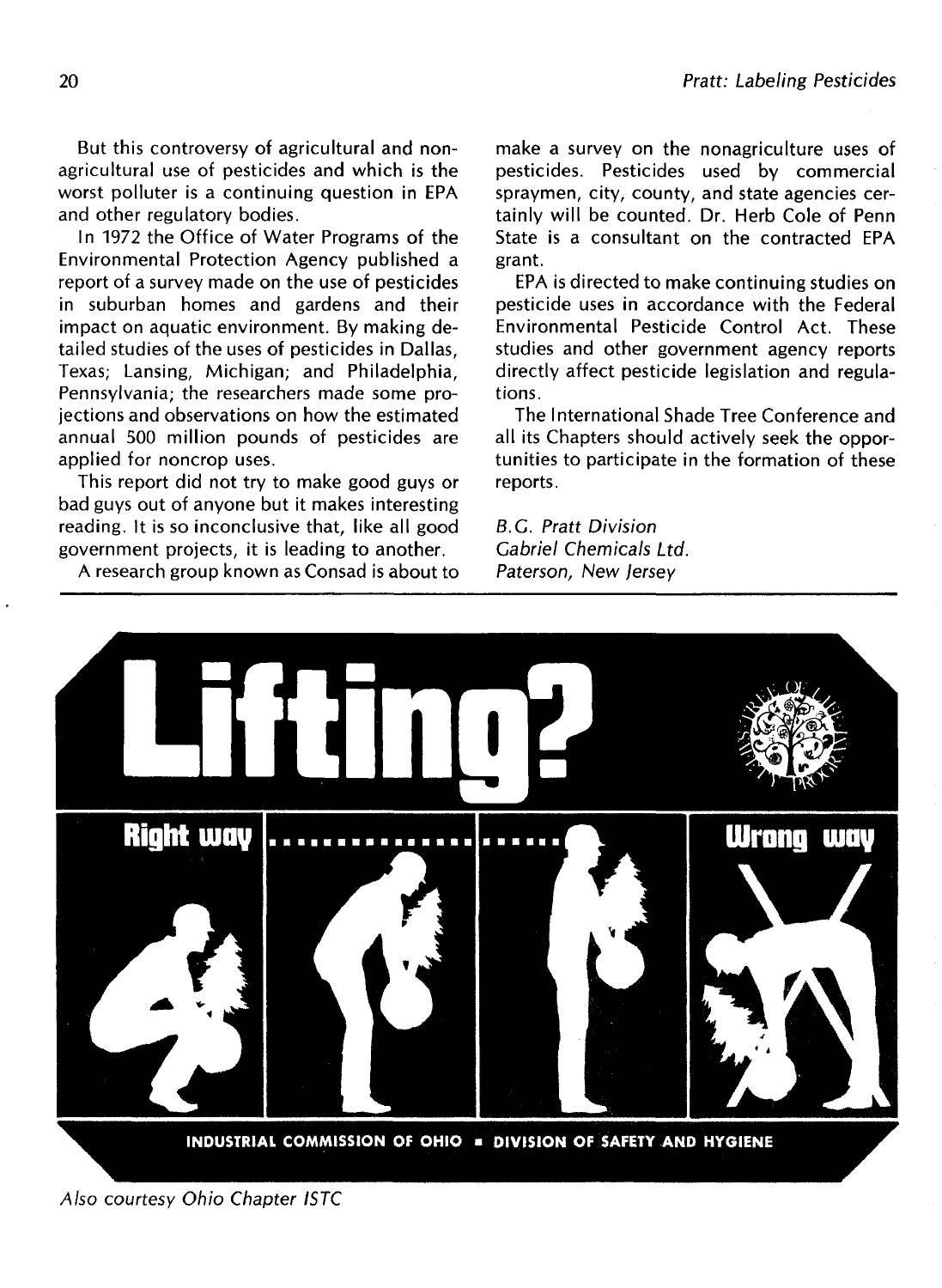But this controversy of agricultural and nonagricultural use of pesticides and which is the worst polluter is a continuing question in EPA and other regulatory bodies.

In 1972 the Office of Water Programs of the Environmental Protection Agency published a report of a survey made on the use of pesticides in suburban homes and gardens and their impact on aquatic environment. By making detailed studies of the uses of pesticides in Dallas, Texas; Lansing, Michigan; and Philadelphia, Pennsylvania; the researchers made some projections and observations on how the estimated annual 500 million pounds of pesticides are applied for noncrop uses.

This report did not try to make good guys or bad guys out of anyone but it makes interesting reading. It is so inconclusive that, like all good government projects, it is leading to another.

A research group known as Consad is about to make a survey on the nonagriculture uses of pesticides. Pesticides used by commercial spraymen, city, county, and state agencies certainly will be counted. Dr. Herb Cole of Penn State is a consultant on the contracted EPA grant.

EPA is directed to make continuing studies on pesticide uses in accordance with the Federal Environmental Pesticide Control Act. These studies and other government agency reports directly affect pesticide legislation and regulations.

The International Shade Tree Conference and all its Chapters should actively seek the opportunities to participate in the formation of these reports.

*B.G. Pratt Division*
*Gabriel Chemicals Ltd.*
*Paterson, New Jersey*

Lifting?

Right way

Wrong way

INDUSTRIAL COMMISSION OF OHIO ■ DIVISION OF SAFETY AND HYGIENE

*Also courtesy Ohio Chapter ISTC*